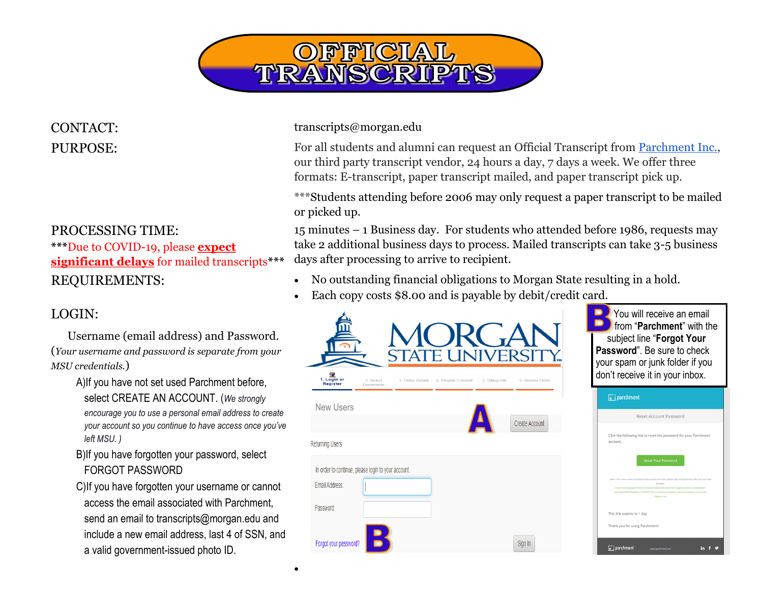# OFFICIAL TRANSCRIPTS

**CONTACT:** transcripts@morgan.edu

**PURPOSE:** For all students and alumni can request an Official Transcript from Parchment Inc., our third party transcript vendor, 24 hours a day, 7 days a week. We offer three formats: E-transcript, paper transcript mailed, and paper transcript pick up.

***Students attending before 2006 may only request a paper transcript to be mailed or picked up.

**PROCESSING TIME:** 15 minutes – 1 Business day. For students who attended before 1986, requests may take 2 additional business days to process. Mailed transcripts can take 3-5 business days after processing to arrive to recipient.

***Due to COVID-19, please **expect significant delays** for mailed transcripts***

**REQUIREMENTS:**

- No outstanding financial obligations to Morgan State resulting in a hold.
- Each copy costs $8.00 and is payable by debit/credit card.

**LOGIN:**

Username (email address) and Password. (*Your username and password is separate from your MSU credentials.*)

A) If you have not set used Parchment before, select CREATE AN ACCOUNT. (*We strongly encourage you to use a personal email address to create your account so you continue to have access once you've left MSU.* )

B) If you have forgotten your password, select FORGOT PASSWORD

C) If you have forgotten your username or cannot access the email associated with Parchment, send an email to transcripts@morgan.edu and include a new email address, last 4 of SSN, and a valid government-issued photo ID.

MORGAN STATE UNIVERSITY

1. Login or Register | 2. Select Documents | 3. Order Details | 4. Provide Consent | 5. Billing Info | 6. Review Order

New Users — **A** — Create Account

Returning Users

In order to continue, please login to your account.

Email Address:

Password:

Forgot your password? — **B** — Sign In

**B** You will receive an email from "**Parchment**" with the subject line "**Forgot Your Password**". Be sure to check your spam or junk folder if you don't receive it in your inbox.

parchment

Reset Account Password

Click the following link to reset the password for your Parchment account.

Reset Your Password

This link expires in 1 day.

Thank you for using Parchment!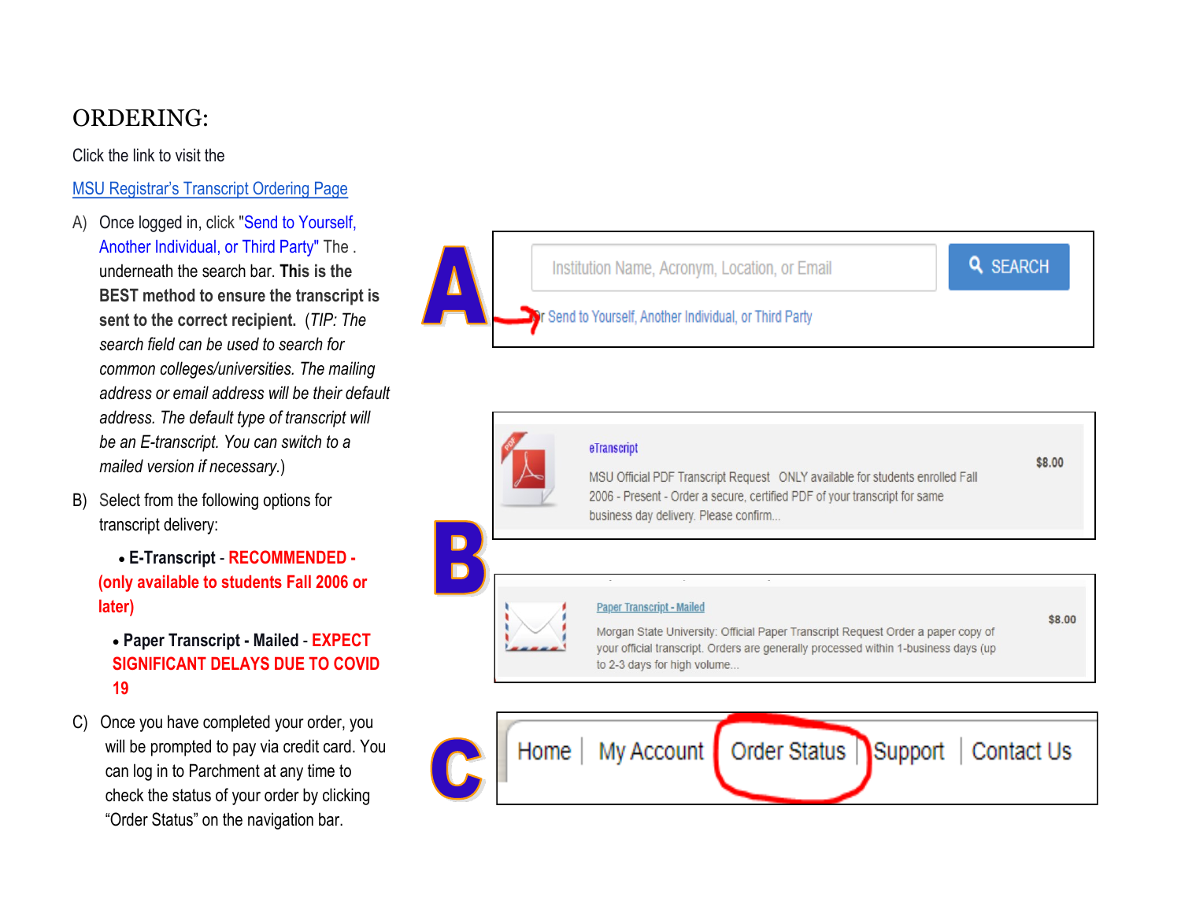## ORDERING:

Click the link to visit the

[MSU Registrar's Transcript Ordering Page]

A) Once logged in, click "Send to Yourself, Another Individual, or Third Party" The . underneath the search bar. **This is the BEST method to ensure the transcript is sent to the correct recipient.** (*TIP: The search field can be used to search for common colleges/universities. The mailing address or email address will be their default address. The default type of transcript will be an E-transcript. You can switch to a mailed version if necessary.*)

B) Select from the following options for transcript delivery:

- **E-Transcript** - **RECOMMENDED - (only available to students Fall 2006 or later)**
- **Paper Transcript - Mailed** - **EXPECT SIGNIFICANT DELAYS DUE TO COVID 19**

C) Once you have completed your order, you will be prompted to pay via credit card. You can log in to Parchment at any time to check the status of your order by clicking "Order Status" on the navigation bar.

A

Institution Name, Acronym, Location, or Email

SEARCH

Or Send to Yourself, Another Individual, or Third Party

B

eTranscript

MSU Official PDF Transcript Request ONLY available for students enrolled Fall 2006 - Present - Order a secure, certified PDF of your transcript for same business day delivery. Please confirm...

$8.00

Paper Transcript - Mailed

Morgan State University: Official Paper Transcript Request Order a paper copy of your official transcript. Orders are generally processed within 1-business days (up to 2-3 days for high volume...

$8.00

C

Home | My Account | Order Status | Support | Contact Us